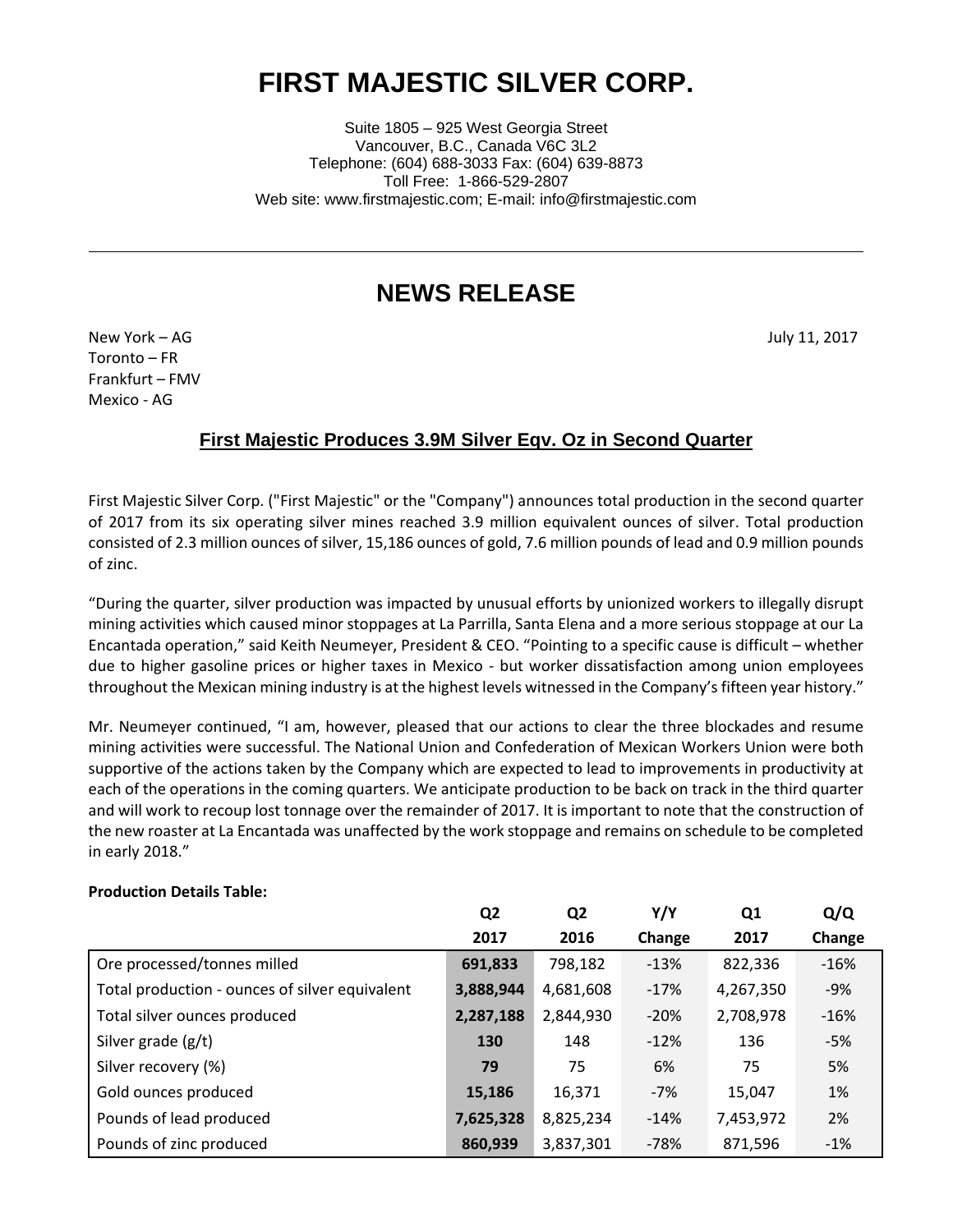# FIRST MAJESTIC SILVER CORP.

Suite 1805 – 925 West Georgia Street
Vancouver, B.C., Canada V6C 3L2
Telephone: (604) 688-3033 Fax: (604) 639-8873
Toll Free: 1-866-529-2807
Web site: www.firstmajestic.com; E-mail: info@firstmajestic.com

---

## NEWS RELEASE

New York – AG
Toronto – FR
Frankfurt – FMV
Mexico - AG

July 11, 2017

### First Majestic Produces 3.9M Silver Eqv. Oz in Second Quarter

First Majestic Silver Corp. ("First Majestic" or the "Company") announces total production in the second quarter of 2017 from its six operating silver mines reached 3.9 million equivalent ounces of silver. Total production consisted of 2.3 million ounces of silver, 15,186 ounces of gold, 7.6 million pounds of lead and 0.9 million pounds of zinc.

"During the quarter, silver production was impacted by unusual efforts by unionized workers to illegally disrupt mining activities which caused minor stoppages at La Parrilla, Santa Elena and a more serious stoppage at our La Encantada operation," said Keith Neumeyer, President & CEO. "Pointing to a specific cause is difficult – whether due to higher gasoline prices or higher taxes in Mexico - but worker dissatisfaction among union employees throughout the Mexican mining industry is at the highest levels witnessed in the Company's fifteen year history."

Mr. Neumeyer continued, "I am, however, pleased that our actions to clear the three blockades and resume mining activities were successful. The National Union and Confederation of Mexican Workers Union were both supportive of the actions taken by the Company which are expected to lead to improvements in productivity at each of the operations in the coming quarters. We anticipate production to be back on track in the third quarter and will work to recoup lost tonnage over the remainder of 2017. It is important to note that the construction of the new roaster at La Encantada was unaffected by the work stoppage and remains on schedule to be completed in early 2018."

**Production Details Table:**

| | Q2 2017 | Q2 2016 | Y/Y Change | Q1 2017 | Q/Q Change |
|---|---|---|---|---|---|
| Ore processed/tonnes milled | **691,833** | 798,182 | -13% | 822,336 | -16% |
| Total production - ounces of silver equivalent | **3,888,944** | 4,681,608 | -17% | 4,267,350 | -9% |
| Total silver ounces produced | **2,287,188** | 2,844,930 | -20% | 2,708,978 | -16% |
| Silver grade (g/t) | **130** | 148 | -12% | 136 | -5% |
| Silver recovery (%) | **79** | 75 | 6% | 75 | 5% |
| Gold ounces produced | **15,186** | 16,371 | -7% | 15,047 | 1% |
| Pounds of lead produced | **7,625,328** | 8,825,234 | -14% | 7,453,972 | 2% |
| Pounds of zinc produced | **860,939** | 3,837,301 | -78% | 871,596 | -1% |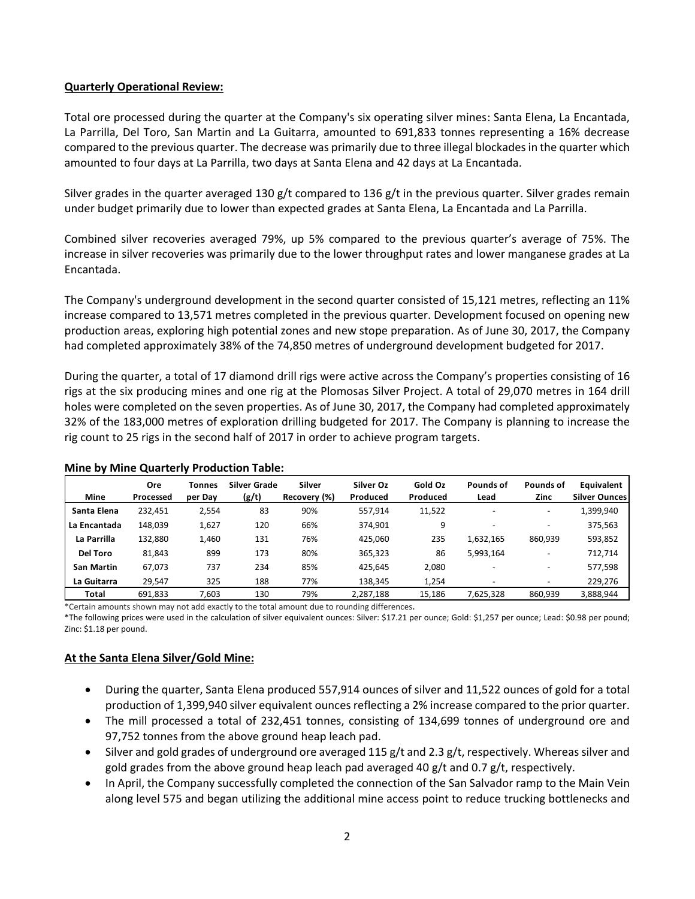**Quarterly Operational Review:**

Total ore processed during the quarter at the Company's six operating silver mines: Santa Elena, La Encantada, La Parrilla, Del Toro, San Martin and La Guitarra, amounted to 691,833 tonnes representing a 16% decrease compared to the previous quarter. The decrease was primarily due to three illegal blockades in the quarter which amounted to four days at La Parrilla, two days at Santa Elena and 42 days at La Encantada.

Silver grades in the quarter averaged 130 g/t compared to 136 g/t in the previous quarter. Silver grades remain under budget primarily due to lower than expected grades at Santa Elena, La Encantada and La Parrilla.

Combined silver recoveries averaged 79%, up 5% compared to the previous quarter's average of 75%. The increase in silver recoveries was primarily due to the lower throughput rates and lower manganese grades at La Encantada.

The Company's underground development in the second quarter consisted of 15,121 metres, reflecting an 11% increase compared to 13,571 metres completed in the previous quarter. Development focused on opening new production areas, exploring high potential zones and new stope preparation. As of June 30, 2017, the Company had completed approximately 38% of the 74,850 metres of underground development budgeted for 2017.

During the quarter, a total of 17 diamond drill rigs were active across the Company's properties consisting of 16 rigs at the six producing mines and one rig at the Plomosas Silver Project. A total of 29,070 metres in 164 drill holes were completed on the seven properties. As of June 30, 2017, the Company had completed approximately 32% of the 183,000 metres of exploration drilling budgeted for 2017. The Company is planning to increase the rig count to 25 rigs in the second half of 2017 in order to achieve program targets.

**Mine by Mine Quarterly Production Table:**

| Mine | Ore Processed | Tonnes per Day | Silver Grade (g/t) | Silver Recovery (%) | Silver Oz Produced | Gold Oz Produced | Pounds of Lead | Pounds of Zinc | Equivalent Silver Ounces |
|---|---|---|---|---|---|---|---|---|---|
| **Santa Elena** | 232,451 | 2,554 | 83 | 90% | 557,914 | 11,522 | - | - | 1,399,940 |
| **La Encantada** | 148,039 | 1,627 | 120 | 66% | 374,901 | 9 | - | - | 375,563 |
| **La Parrilla** | 132,880 | 1,460 | 131 | 76% | 425,060 | 235 | 1,632,165 | 860,939 | 593,852 |
| **Del Toro** | 81,843 | 899 | 173 | 80% | 365,323 | 86 | 5,993,164 | - | 712,714 |
| **San Martin** | 67,073 | 737 | 234 | 85% | 425,645 | 2,080 | - | - | 577,598 |
| **La Guitarra** | 29,547 | 325 | 188 | 77% | 138,345 | 1,254 | - | - | 229,276 |
| **Total** | 691,833 | 7,603 | 130 | 79% | 2,287,188 | 15,186 | 7,625,328 | 860,939 | 3,888,944 |

*Certain amounts shown may not add exactly to the total amount due to rounding differences.

*The following prices were used in the calculation of silver equivalent ounces: Silver: $17.21 per ounce; Gold: $1,257 per ounce; Lead: $0.98 per pound; Zinc: $1.18 per pound.

**At the Santa Elena Silver/Gold Mine:**

- During the quarter, Santa Elena produced 557,914 ounces of silver and 11,522 ounces of gold for a total production of 1,399,940 silver equivalent ounces reflecting a 2% increase compared to the prior quarter.
- The mill processed a total of 232,451 tonnes, consisting of 134,699 tonnes of underground ore and 97,752 tonnes from the above ground heap leach pad.
- Silver and gold grades of underground ore averaged 115 g/t and 2.3 g/t, respectively. Whereas silver and gold grades from the above ground heap leach pad averaged 40 g/t and 0.7 g/t, respectively.
- In April, the Company successfully completed the connection of the San Salvador ramp to the Main Vein along level 575 and began utilizing the additional mine access point to reduce trucking bottlenecks and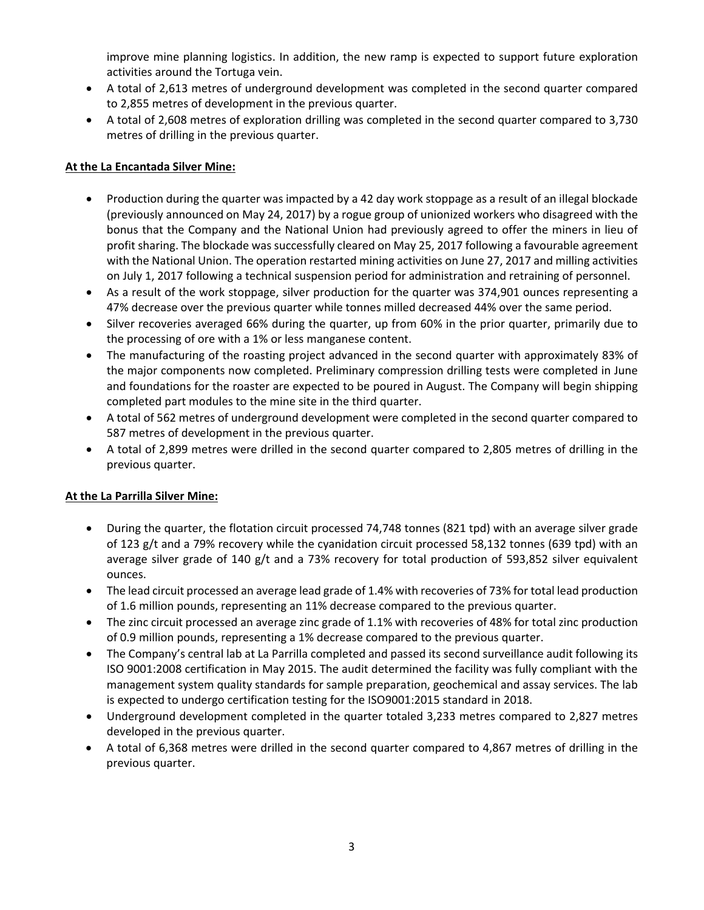improve mine planning logistics. In addition, the new ramp is expected to support future exploration activities around the Tortuga vein.

- A total of 2,613 metres of underground development was completed in the second quarter compared to 2,855 metres of development in the previous quarter.
- A total of 2,608 metres of exploration drilling was completed in the second quarter compared to 3,730 metres of drilling in the previous quarter.

**At the La Encantada Silver Mine:**

- Production during the quarter was impacted by a 42 day work stoppage as a result of an illegal blockade (previously announced on May 24, 2017) by a rogue group of unionized workers who disagreed with the bonus that the Company and the National Union had previously agreed to offer the miners in lieu of profit sharing. The blockade was successfully cleared on May 25, 2017 following a favourable agreement with the National Union. The operation restarted mining activities on June 27, 2017 and milling activities on July 1, 2017 following a technical suspension period for administration and retraining of personnel.
- As a result of the work stoppage, silver production for the quarter was 374,901 ounces representing a 47% decrease over the previous quarter while tonnes milled decreased 44% over the same period.
- Silver recoveries averaged 66% during the quarter, up from 60% in the prior quarter, primarily due to the processing of ore with a 1% or less manganese content.
- The manufacturing of the roasting project advanced in the second quarter with approximately 83% of the major components now completed. Preliminary compression drilling tests were completed in June and foundations for the roaster are expected to be poured in August. The Company will begin shipping completed part modules to the mine site in the third quarter.
- A total of 562 metres of underground development were completed in the second quarter compared to 587 metres of development in the previous quarter.
- A total of 2,899 metres were drilled in the second quarter compared to 2,805 metres of drilling in the previous quarter.

**At the La Parrilla Silver Mine:**

- During the quarter, the flotation circuit processed 74,748 tonnes (821 tpd) with an average silver grade of 123 g/t and a 79% recovery while the cyanidation circuit processed 58,132 tonnes (639 tpd) with an average silver grade of 140 g/t and a 73% recovery for total production of 593,852 silver equivalent ounces.
- The lead circuit processed an average lead grade of 1.4% with recoveries of 73% for total lead production of 1.6 million pounds, representing an 11% decrease compared to the previous quarter.
- The zinc circuit processed an average zinc grade of 1.1% with recoveries of 48% for total zinc production of 0.9 million pounds, representing a 1% decrease compared to the previous quarter.
- The Company's central lab at La Parrilla completed and passed its second surveillance audit following its ISO 9001:2008 certification in May 2015. The audit determined the facility was fully compliant with the management system quality standards for sample preparation, geochemical and assay services. The lab is expected to undergo certification testing for the ISO9001:2015 standard in 2018.
- Underground development completed in the quarter totaled 3,233 metres compared to 2,827 metres developed in the previous quarter.
- A total of 6,368 metres were drilled in the second quarter compared to 4,867 metres of drilling in the previous quarter.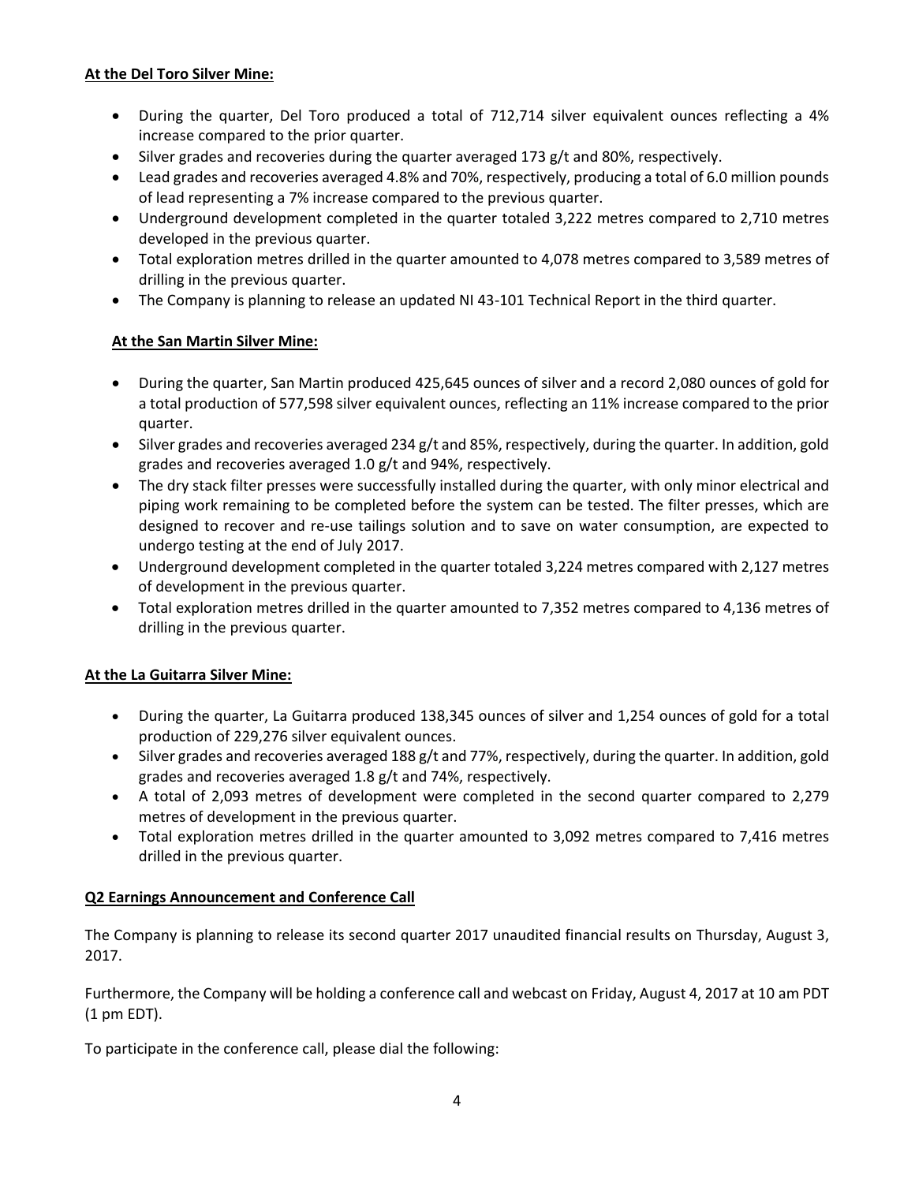**At the Del Toro Silver Mine:**

- During the quarter, Del Toro produced a total of 712,714 silver equivalent ounces reflecting a 4% increase compared to the prior quarter.
- Silver grades and recoveries during the quarter averaged 173 g/t and 80%, respectively.
- Lead grades and recoveries averaged 4.8% and 70%, respectively, producing a total of 6.0 million pounds of lead representing a 7% increase compared to the previous quarter.
- Underground development completed in the quarter totaled 3,222 metres compared to 2,710 metres developed in the previous quarter.
- Total exploration metres drilled in the quarter amounted to 4,078 metres compared to 3,589 metres of drilling in the previous quarter.
- The Company is planning to release an updated NI 43-101 Technical Report in the third quarter.

**At the San Martin Silver Mine:**

- During the quarter, San Martin produced 425,645 ounces of silver and a record 2,080 ounces of gold for a total production of 577,598 silver equivalent ounces, reflecting an 11% increase compared to the prior quarter.
- Silver grades and recoveries averaged 234 g/t and 85%, respectively, during the quarter. In addition, gold grades and recoveries averaged 1.0 g/t and 94%, respectively.
- The dry stack filter presses were successfully installed during the quarter, with only minor electrical and piping work remaining to be completed before the system can be tested. The filter presses, which are designed to recover and re-use tailings solution and to save on water consumption, are expected to undergo testing at the end of July 2017.
- Underground development completed in the quarter totaled 3,224 metres compared with 2,127 metres of development in the previous quarter.
- Total exploration metres drilled in the quarter amounted to 7,352 metres compared to 4,136 metres of drilling in the previous quarter.

**At the La Guitarra Silver Mine:**

- During the quarter, La Guitarra produced 138,345 ounces of silver and 1,254 ounces of gold for a total production of 229,276 silver equivalent ounces.
- Silver grades and recoveries averaged 188 g/t and 77%, respectively, during the quarter. In addition, gold grades and recoveries averaged 1.8 g/t and 74%, respectively.
- A total of 2,093 metres of development were completed in the second quarter compared to 2,279 metres of development in the previous quarter.
- Total exploration metres drilled in the quarter amounted to 3,092 metres compared to 7,416 metres drilled in the previous quarter.

**Q2 Earnings Announcement and Conference Call**

The Company is planning to release its second quarter 2017 unaudited financial results on Thursday, August 3, 2017.

Furthermore, the Company will be holding a conference call and webcast on Friday, August 4, 2017 at 10 am PDT (1 pm EDT).

To participate in the conference call, please dial the following: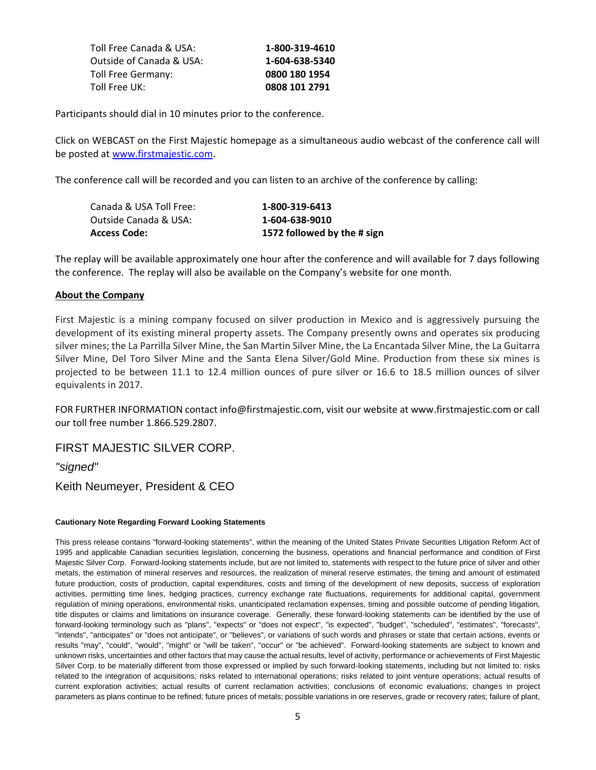| | |
|---|---|
| Toll Free Canada & USA: | **1-800-319-4610** |
| Outside of Canada & USA: | **1-604-638-5340** |
| Toll Free Germany: | **0800 180 1954** |
| Toll Free UK: | **0808 101 2791** |

Participants should dial in 10 minutes prior to the conference.

Click on WEBCAST on the First Majestic homepage as a simultaneous audio webcast of the conference call will be posted at www.firstmajestic.com.

The conference call will be recorded and you can listen to an archive of the conference by calling:

| | |
|---|---|
| Canada & USA Toll Free: | **1-800-319-6413** |
| Outside Canada & USA: | **1-604-638-9010** |
| **Access Code:** | **1572 followed by the # sign** |

The replay will be available approximately one hour after the conference and will available for 7 days following the conference. The replay will also be available on the Company's website for one month.

**About the Company**

First Majestic is a mining company focused on silver production in Mexico and is aggressively pursuing the development of its existing mineral property assets. The Company presently owns and operates six producing silver mines; the La Parrilla Silver Mine, the San Martin Silver Mine, the La Encantada Silver Mine, the La Guitarra Silver Mine, Del Toro Silver Mine and the Santa Elena Silver/Gold Mine. Production from these six mines is projected to be between 11.1 to 12.4 million ounces of pure silver or 16.6 to 18.5 million ounces of silver equivalents in 2017.

FOR FURTHER INFORMATION contact info@firstmajestic.com, visit our website at www.firstmajestic.com or call our toll free number 1.866.529.2807.

FIRST MAJESTIC SILVER CORP.

*"signed"*

Keith Neumeyer, President & CEO

**Cautionary Note Regarding Forward Looking Statements**

This press release contains "forward-looking statements", within the meaning of the United States Private Securities Litigation Reform Act of 1995 and applicable Canadian securities legislation, concerning the business, operations and financial performance and condition of First Majestic Silver Corp. Forward-looking statements include, but are not limited to, statements with respect to the future price of silver and other metals, the estimation of mineral reserves and resources, the realization of mineral reserve estimates, the timing and amount of estimated future production, costs of production, capital expenditures, costs and timing of the development of new deposits, success of exploration activities, permitting time lines, hedging practices, currency exchange rate fluctuations, requirements for additional capital, government regulation of mining operations, environmental risks, unanticipated reclamation expenses, timing and possible outcome of pending litigation, title disputes or claims and limitations on insurance coverage. Generally, these forward-looking statements can be identified by the use of forward-looking terminology such as "plans", "expects" or "does not expect", "is expected", "budget", "scheduled", "estimates", "forecasts", "intends", "anticipates" or "does not anticipate", or "believes", or variations of such words and phrases or state that certain actions, events or results "may", "could", "would", "might" or "will be taken", "occur" or "be achieved". Forward-looking statements are subject to known and unknown risks, uncertainties and other factors that may cause the actual results, level of activity, performance or achievements of First Majestic Silver Corp. to be materially different from those expressed or implied by such forward-looking statements, including but not limited to: risks related to the integration of acquisitions; risks related to international operations; risks related to joint venture operations; actual results of current exploration activities; actual results of current reclamation activities; conclusions of economic evaluations; changes in project parameters as plans continue to be refined; future prices of metals; possible variations in ore reserves, grade or recovery rates; failure of plant,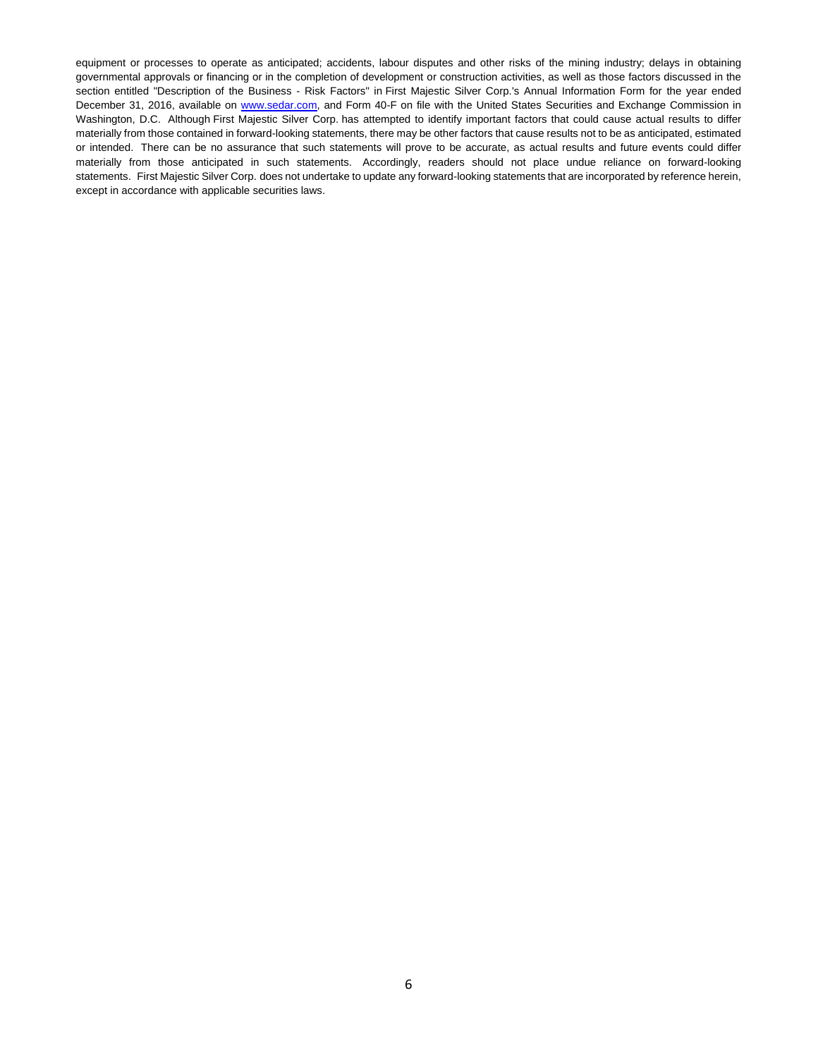equipment or processes to operate as anticipated; accidents, labour disputes and other risks of the mining industry; delays in obtaining governmental approvals or financing or in the completion of development or construction activities, as well as those factors discussed in the section entitled "Description of the Business - Risk Factors" in First Majestic Silver Corp.'s Annual Information Form for the year ended December 31, 2016, available on [www.sedar.com](http://www.sedar.com), and Form 40-F on file with the United States Securities and Exchange Commission in Washington, D.C. Although First Majestic Silver Corp. has attempted to identify important factors that could cause actual results to differ materially from those contained in forward-looking statements, there may be other factors that cause results not to be as anticipated, estimated or intended. There can be no assurance that such statements will prove to be accurate, as actual results and future events could differ materially from those anticipated in such statements. Accordingly, readers should not place undue reliance on forward-looking statements. First Majestic Silver Corp. does not undertake to update any forward-looking statements that are incorporated by reference herein, except in accordance with applicable securities laws.